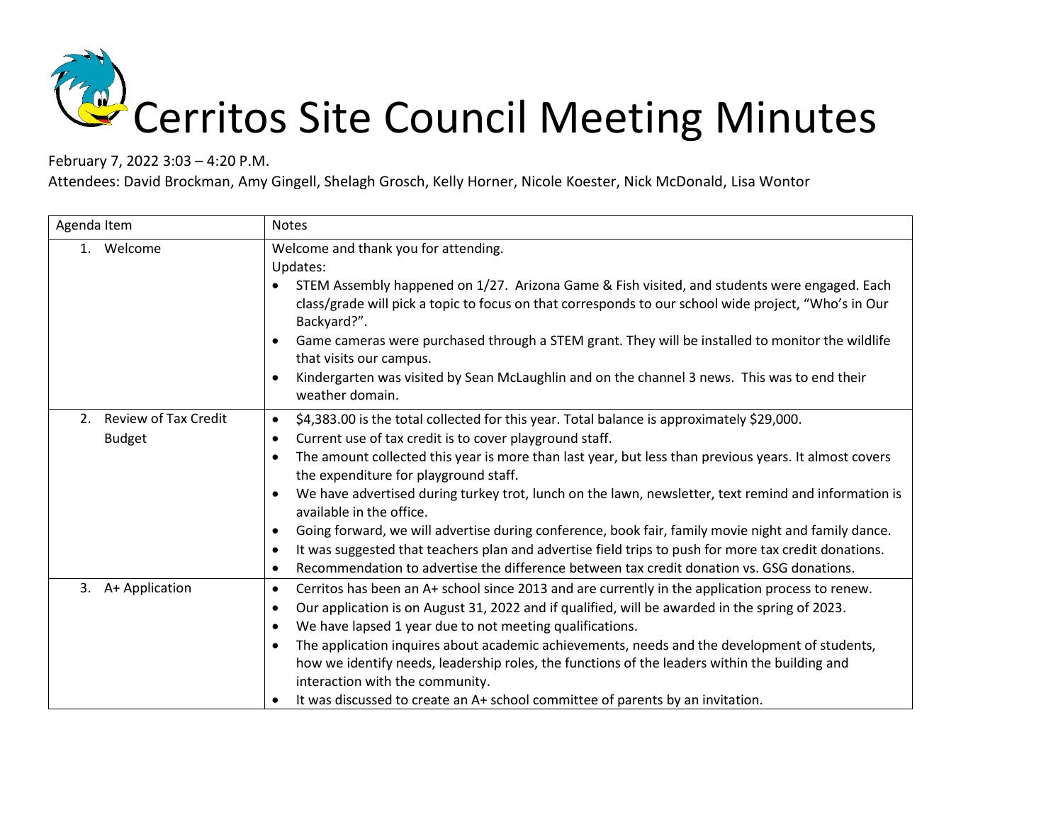# Cerritos Site Council Meeting Minutes

February 7, 2022 3:03 – 4:20 P.M.

Attendees: David Brockman, Amy Gingell, Shelagh Grosch, Kelly Horner, Nicole Koester, Nick McDonald, Lisa Wontor

| Agenda Item | Notes |
|---|---|
| 1. Welcome | Welcome and thank you for attending.<br>Updates:<br>• STEM Assembly happened on 1/27. Arizona Game & Fish visited, and students were engaged. Each class/grade will pick a topic to focus on that corresponds to our school wide project, "Who's in Our Backyard?".<br>• Game cameras were purchased through a STEM grant. They will be installed to monitor the wildlife that visits our campus.<br>• Kindergarten was visited by Sean McLaughlin and on the channel 3 news. This was to end their weather domain. |
| 2. Review of Tax Credit Budget | • $4,383.00 is the total collected for this year. Total balance is approximately $29,000.<br>• Current use of tax credit is to cover playground staff.<br>• The amount collected this year is more than last year, but less than previous years. It almost covers the expenditure for playground staff.<br>• We have advertised during turkey trot, lunch on the lawn, newsletter, text remind and information is available in the office.<br>• Going forward, we will advertise during conference, book fair, family movie night and family dance.<br>• It was suggested that teachers plan and advertise field trips to push for more tax credit donations.<br>• Recommendation to advertise the difference between tax credit donation vs. GSG donations. |
| 3. A+ Application | • Cerritos has been an A+ school since 2013 and are currently in the application process to renew.<br>• Our application is on August 31, 2022 and if qualified, will be awarded in the spring of 2023.<br>• We have lapsed 1 year due to not meeting qualifications.<br>• The application inquires about academic achievements, needs and the development of students, how we identify needs, leadership roles, the functions of the leaders within the building and interaction with the community.<br>• It was discussed to create an A+ school committee of parents by an invitation. |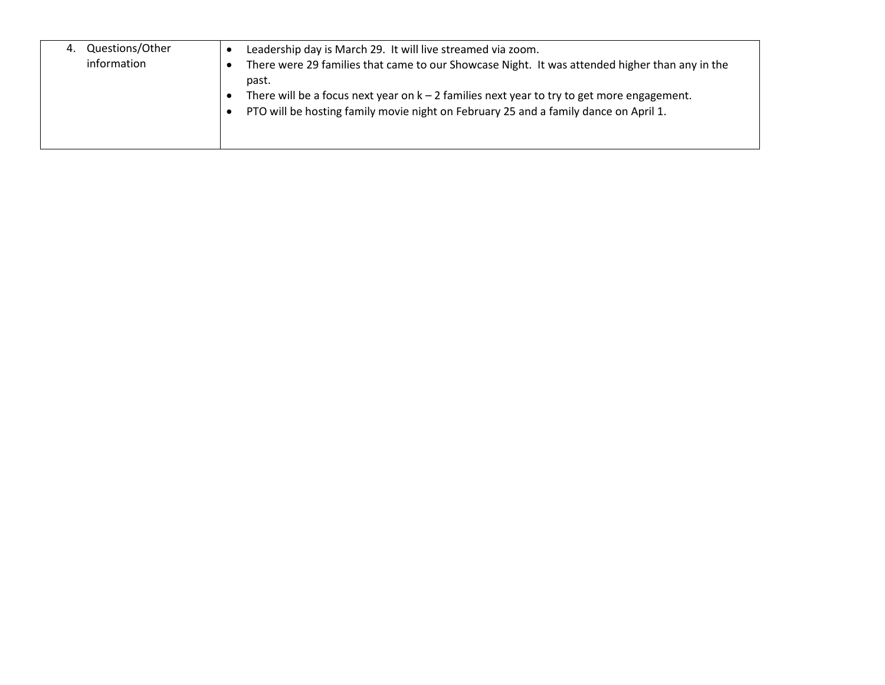| | |
|---|---|
| 4. Questions/Other information | • Leadership day is March 29. It will live streamed via zoom.<br>• There were 29 families that came to our Showcase Night. It was attended higher than any in the past.<br>• There will be a focus next year on k – 2 families next year to try to get more engagement.<br>• PTO will be hosting family movie night on February 25 and a family dance on April 1. |